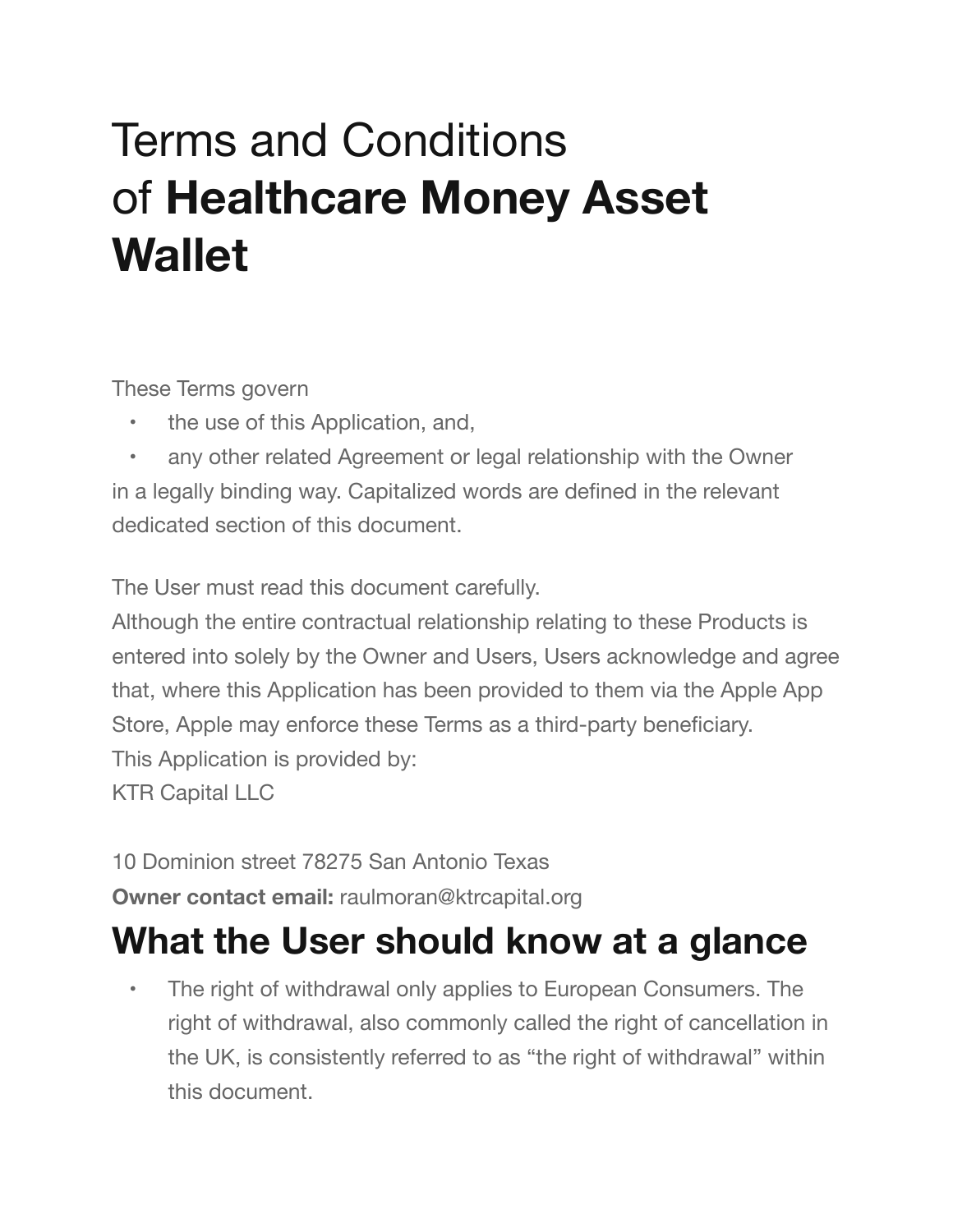# Terms and Conditions of **Healthcare Money Asset Wallet**

These Terms govern

- the use of this Application, and,
- any other related Agreement or legal relationship with the Owner

in a legally binding way. Capitalized words are defined in the relevant dedicated section of this document.

The User must read this document carefully.
Although the entire contractual relationship relating to these Products is entered into solely by the Owner and Users, Users acknowledge and agree that, where this Application has been provided to them via the Apple App Store, Apple may enforce these Terms as a third-party beneficiary.
This Application is provided by:
KTR Capital LLC

10 Dominion street 78275 San Antonio Texas
**Owner contact email:** raulmoran@ktrcapital.org

## What the User should know at a glance

- The right of withdrawal only applies to European Consumers. The right of withdrawal, also commonly called the right of cancellation in the UK, is consistently referred to as "the right of withdrawal" within this document.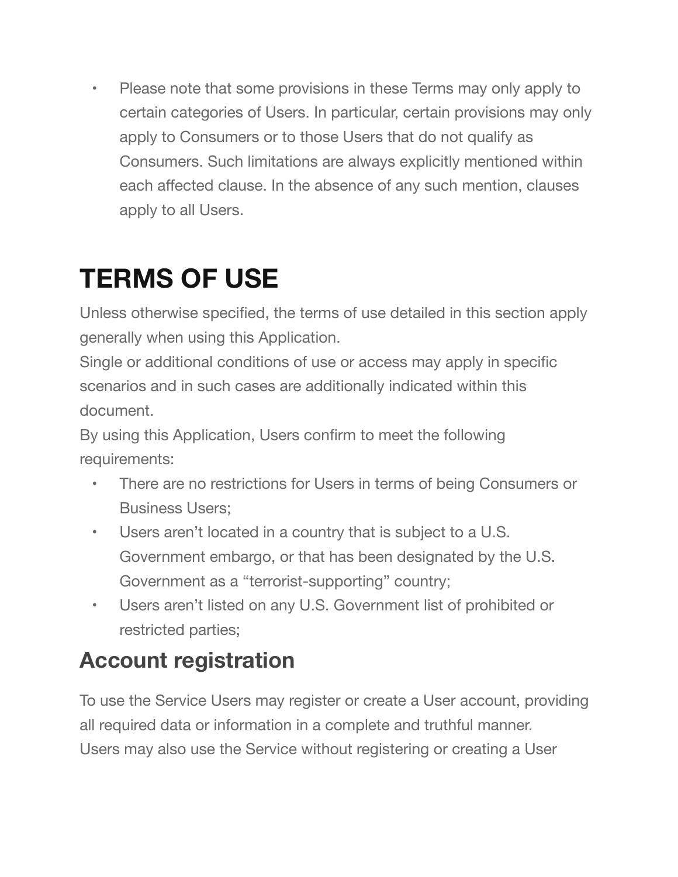- Please note that some provisions in these Terms may only apply to certain categories of Users. In particular, certain provisions may only apply to Consumers or to those Users that do not qualify as Consumers. Such limitations are always explicitly mentioned within each affected clause. In the absence of any such mention, clauses apply to all Users.

# TERMS OF USE

Unless otherwise specified, the terms of use detailed in this section apply generally when using this Application.

Single or additional conditions of use or access may apply in specific scenarios and in such cases are additionally indicated within this document.

By using this Application, Users confirm to meet the following requirements:

- There are no restrictions for Users in terms of being Consumers or Business Users;
- Users aren't located in a country that is subject to a U.S. Government embargo, or that has been designated by the U.S. Government as a "terrorist-supporting" country;
- Users aren't listed on any U.S. Government list of prohibited or restricted parties;

## Account registration

To use the Service Users may register or create a User account, providing all required data or information in a complete and truthful manner.

Users may also use the Service without registering or creating a User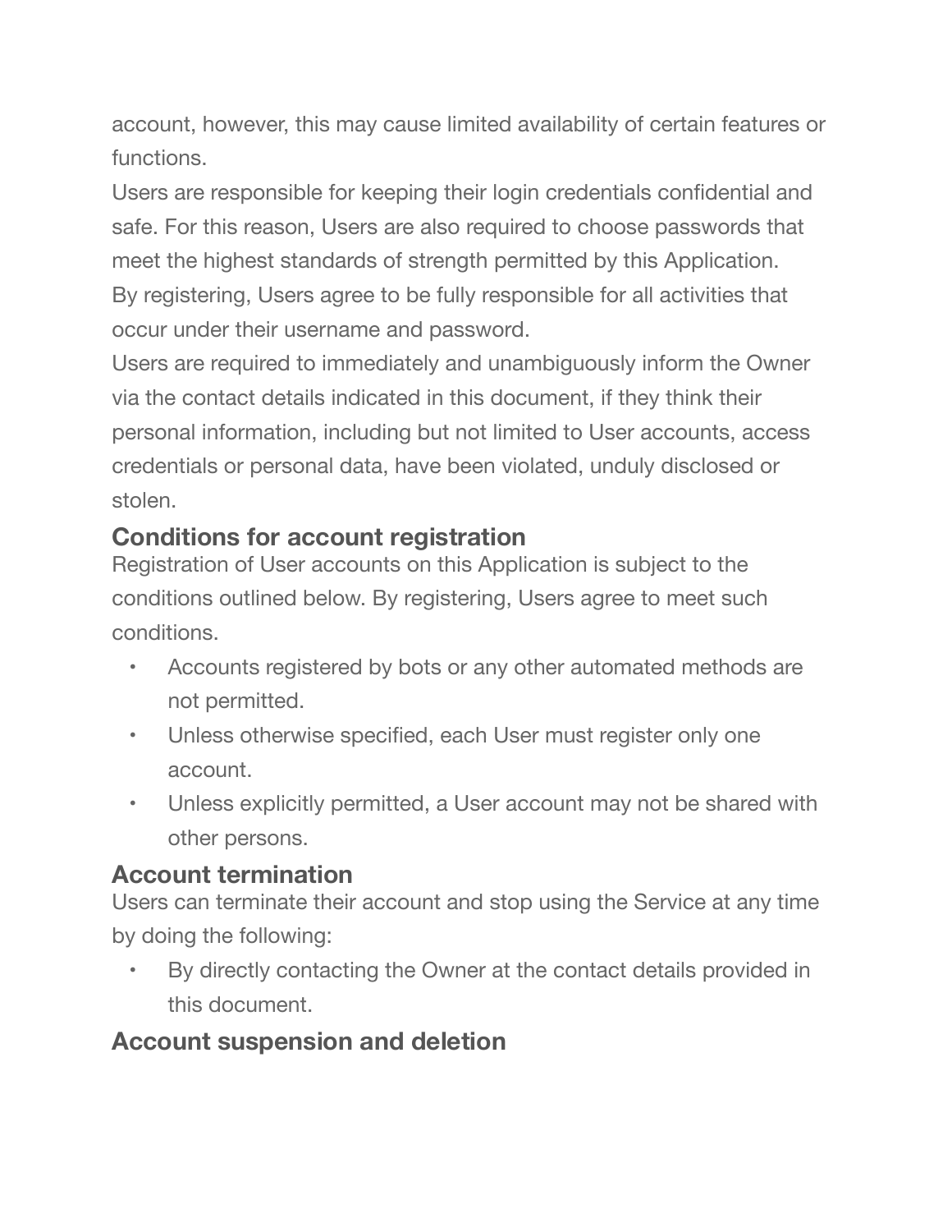account, however, this may cause limited availability of certain features or functions.

Users are responsible for keeping their login credentials confidential and safe. For this reason, Users are also required to choose passwords that meet the highest standards of strength permitted by this Application.

By registering, Users agree to be fully responsible for all activities that occur under their username and password.

Users are required to immediately and unambiguously inform the Owner via the contact details indicated in this document, if they think their personal information, including but not limited to User accounts, access credentials or personal data, have been violated, unduly disclosed or stolen.

### Conditions for account registration

Registration of User accounts on this Application is subject to the conditions outlined below. By registering, Users agree to meet such conditions.

- Accounts registered by bots or any other automated methods are not permitted.
- Unless otherwise specified, each User must register only one account.
- Unless explicitly permitted, a User account may not be shared with other persons.

### Account termination

Users can terminate their account and stop using the Service at any time by doing the following:

- By directly contacting the Owner at the contact details provided in this document.

### Account suspension and deletion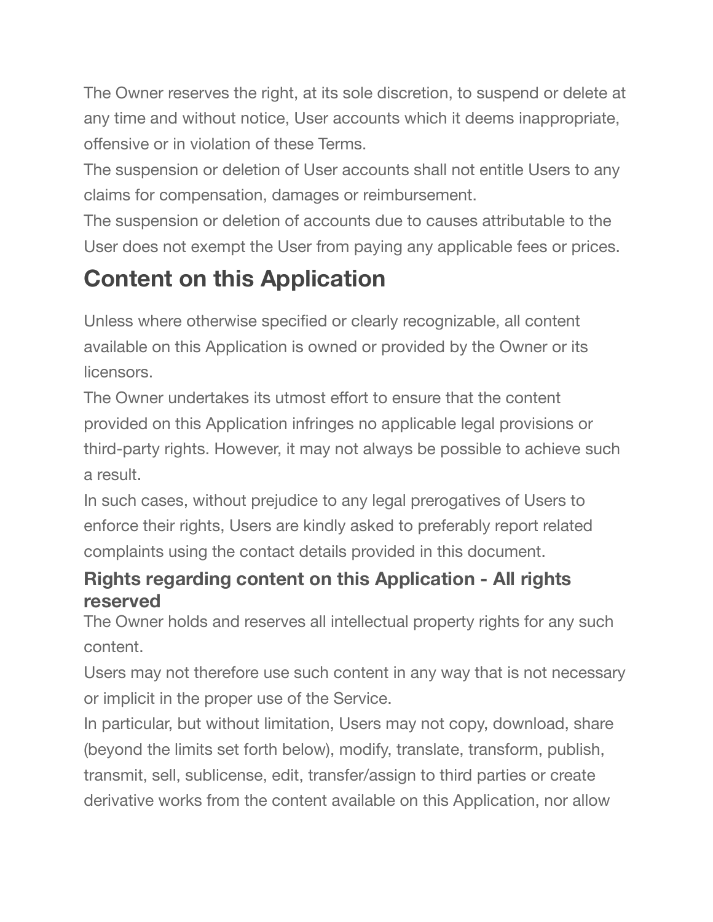The Owner reserves the right, at its sole discretion, to suspend or delete at any time and without notice, User accounts which it deems inappropriate, offensive or in violation of these Terms.

The suspension or deletion of User accounts shall not entitle Users to any claims for compensation, damages or reimbursement.

The suspension or deletion of accounts due to causes attributable to the User does not exempt the User from paying any applicable fees or prices.

## Content on this Application

Unless where otherwise specified or clearly recognizable, all content available on this Application is owned or provided by the Owner or its licensors.

The Owner undertakes its utmost effort to ensure that the content provided on this Application infringes no applicable legal provisions or third-party rights. However, it may not always be possible to achieve such a result.

In such cases, without prejudice to any legal prerogatives of Users to enforce their rights, Users are kindly asked to preferably report related complaints using the contact details provided in this document.

### Rights regarding content on this Application - All rights reserved

The Owner holds and reserves all intellectual property rights for any such content.

Users may not therefore use such content in any way that is not necessary or implicit in the proper use of the Service.

In particular, but without limitation, Users may not copy, download, share (beyond the limits set forth below), modify, translate, transform, publish, transmit, sell, sublicense, edit, transfer/assign to third parties or create derivative works from the content available on this Application, nor allow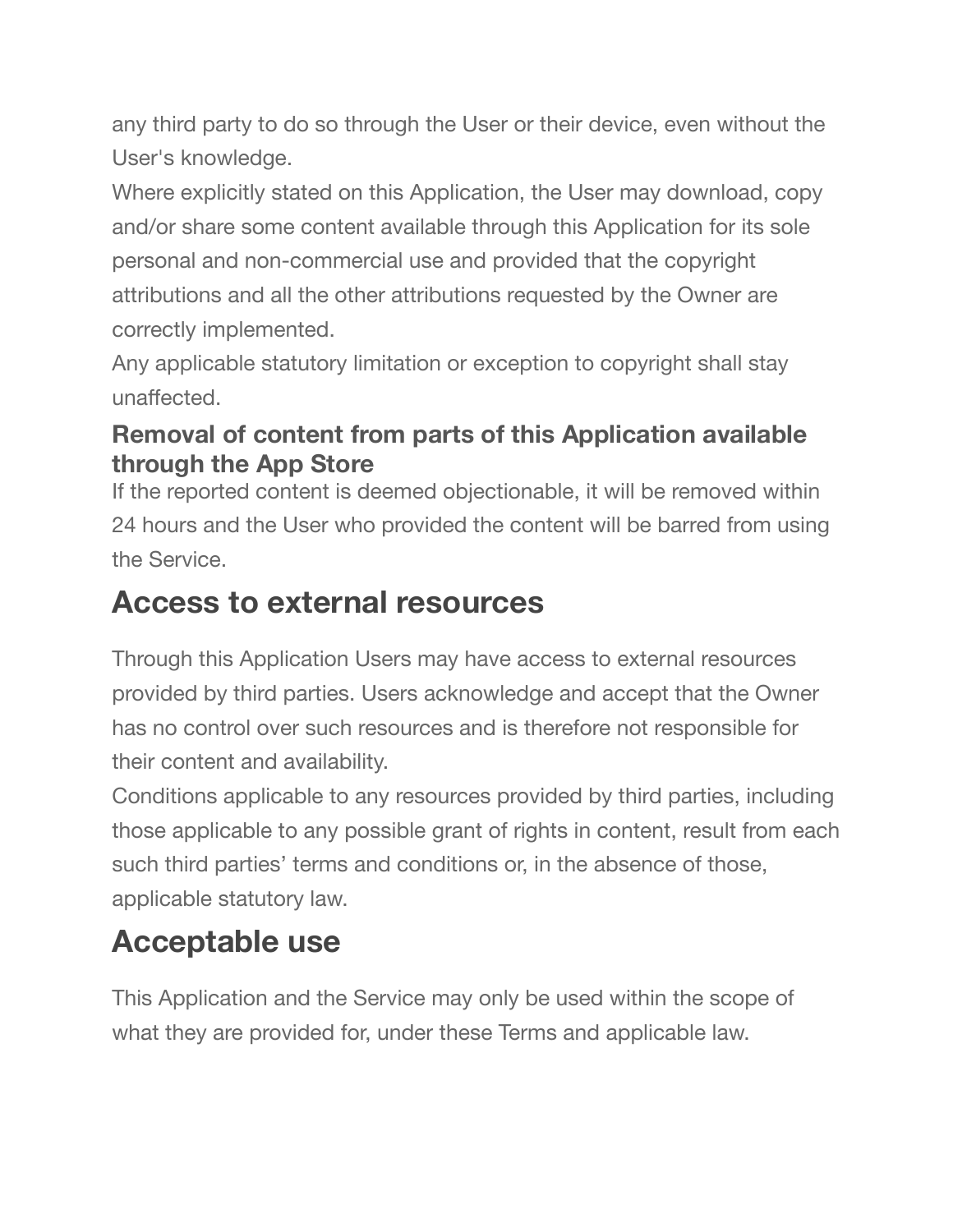any third party to do so through the User or their device, even without the User's knowledge.

Where explicitly stated on this Application, the User may download, copy and/or share some content available through this Application for its sole personal and non-commercial use and provided that the copyright attributions and all the other attributions requested by the Owner are correctly implemented.

Any applicable statutory limitation or exception to copyright shall stay unaffected.

### Removal of content from parts of this Application available through the App Store

If the reported content is deemed objectionable, it will be removed within 24 hours and the User who provided the content will be barred from using the Service.

## Access to external resources

Through this Application Users may have access to external resources provided by third parties. Users acknowledge and accept that the Owner has no control over such resources and is therefore not responsible for their content and availability.

Conditions applicable to any resources provided by third parties, including those applicable to any possible grant of rights in content, result from each such third parties' terms and conditions or, in the absence of those, applicable statutory law.

## Acceptable use

This Application and the Service may only be used within the scope of what they are provided for, under these Terms and applicable law.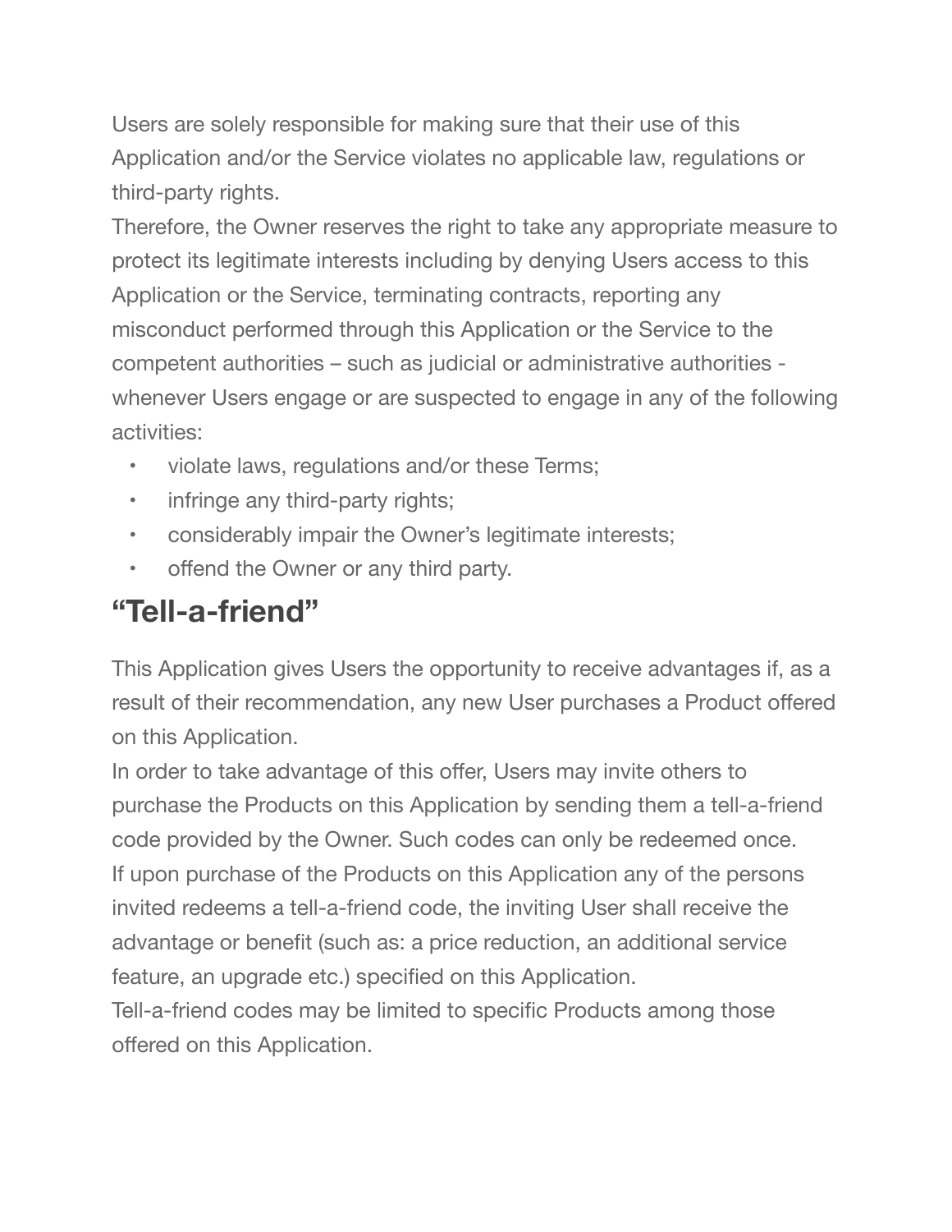Users are solely responsible for making sure that their use of this Application and/or the Service violates no applicable law, regulations or third-party rights.

Therefore, the Owner reserves the right to take any appropriate measure to protect its legitimate interests including by denying Users access to this Application or the Service, terminating contracts, reporting any misconduct performed through this Application or the Service to the competent authorities – such as judicial or administrative authorities - whenever Users engage or are suspected to engage in any of the following activities:

- violate laws, regulations and/or these Terms;
- infringe any third-party rights;
- considerably impair the Owner's legitimate interests;
- offend the Owner or any third party.

## "Tell-a-friend"

This Application gives Users the opportunity to receive advantages if, as a result of their recommendation, any new User purchases a Product offered on this Application.

In order to take advantage of this offer, Users may invite others to purchase the Products on this Application by sending them a tell-a-friend code provided by the Owner. Such codes can only be redeemed once.

If upon purchase of the Products on this Application any of the persons invited redeems a tell-a-friend code, the inviting User shall receive the advantage or benefit (such as: a price reduction, an additional service feature, an upgrade etc.) specified on this Application.

Tell-a-friend codes may be limited to specific Products among those offered on this Application.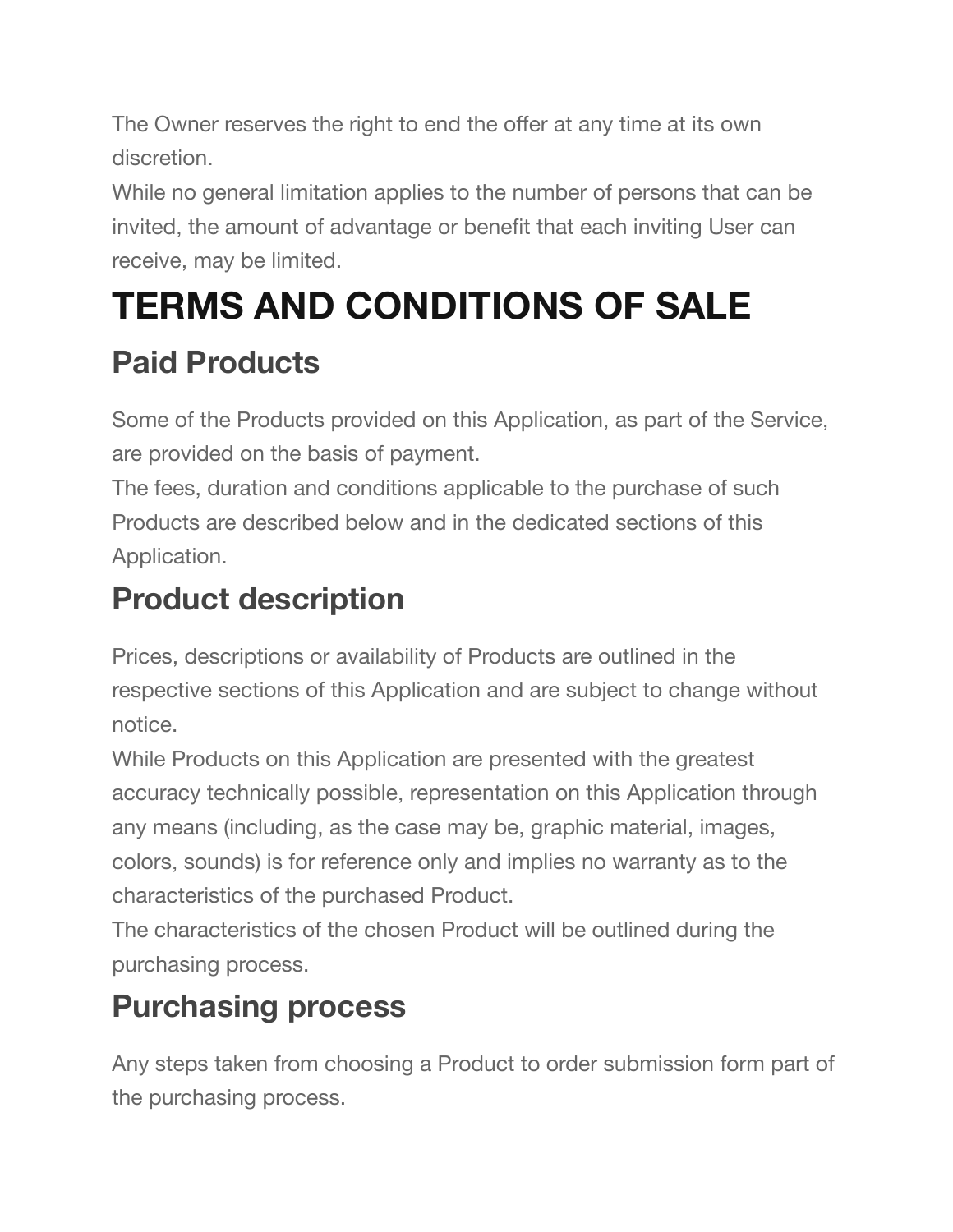The Owner reserves the right to end the offer at any time at its own discretion.
While no general limitation applies to the number of persons that can be invited, the amount of advantage or benefit that each inviting User can receive, may be limited.

# TERMS AND CONDITIONS OF SALE

## Paid Products

Some of the Products provided on this Application, as part of the Service, are provided on the basis of payment.
The fees, duration and conditions applicable to the purchase of such Products are described below and in the dedicated sections of this Application.

## Product description

Prices, descriptions or availability of Products are outlined in the respective sections of this Application and are subject to change without notice.
While Products on this Application are presented with the greatest accuracy technically possible, representation on this Application through any means (including, as the case may be, graphic material, images, colors, sounds) is for reference only and implies no warranty as to the characteristics of the purchased Product.
The characteristics of the chosen Product will be outlined during the purchasing process.

## Purchasing process

Any steps taken from choosing a Product to order submission form part of the purchasing process.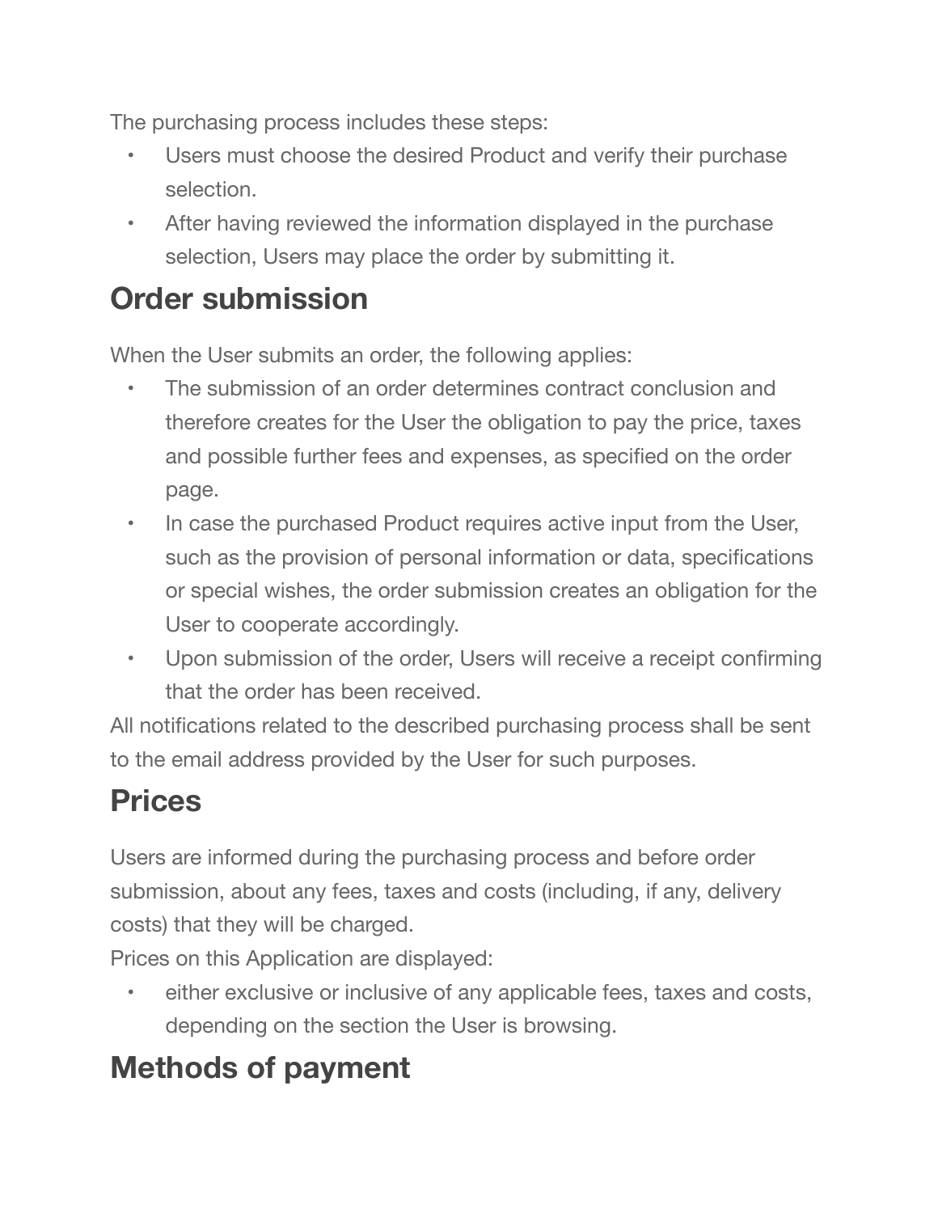The purchasing process includes these steps:

- Users must choose the desired Product and verify their purchase selection.
- After having reviewed the information displayed in the purchase selection, Users may place the order by submitting it.

## Order submission

When the User submits an order, the following applies:

- The submission of an order determines contract conclusion and therefore creates for the User the obligation to pay the price, taxes and possible further fees and expenses, as specified on the order page.
- In case the purchased Product requires active input from the User, such as the provision of personal information or data, specifications or special wishes, the order submission creates an obligation for the User to cooperate accordingly.
- Upon submission of the order, Users will receive a receipt confirming that the order has been received.

All notifications related to the described purchasing process shall be sent to the email address provided by the User for such purposes.

## Prices

Users are informed during the purchasing process and before order submission, about any fees, taxes and costs (including, if any, delivery costs) that they will be charged.

Prices on this Application are displayed:

- either exclusive or inclusive of any applicable fees, taxes and costs, depending on the section the User is browsing.

## Methods of payment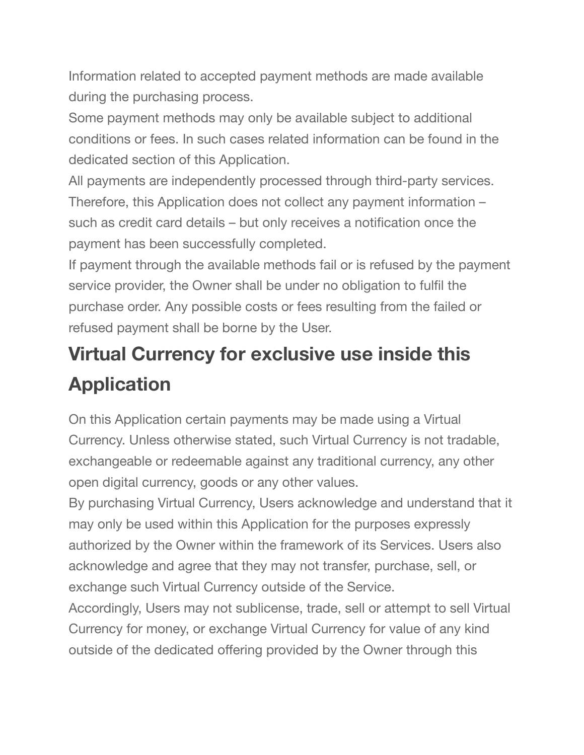Information related to accepted payment methods are made available during the purchasing process.

Some payment methods may only be available subject to additional conditions or fees. In such cases related information can be found in the dedicated section of this Application.

All payments are independently processed through third-party services. Therefore, this Application does not collect any payment information – such as credit card details – but only receives a notification once the payment has been successfully completed.

If payment through the available methods fail or is refused by the payment service provider, the Owner shall be under no obligation to fulfil the purchase order. Any possible costs or fees resulting from the failed or refused payment shall be borne by the User.

## Virtual Currency for exclusive use inside this Application

On this Application certain payments may be made using a Virtual Currency. Unless otherwise stated, such Virtual Currency is not tradable, exchangeable or redeemable against any traditional currency, any other open digital currency, goods or any other values.

By purchasing Virtual Currency, Users acknowledge and understand that it may only be used within this Application for the purposes expressly authorized by the Owner within the framework of its Services. Users also acknowledge and agree that they may not transfer, purchase, sell, or exchange such Virtual Currency outside of the Service.

Accordingly, Users may not sublicense, trade, sell or attempt to sell Virtual Currency for money, or exchange Virtual Currency for value of any kind outside of the dedicated offering provided by the Owner through this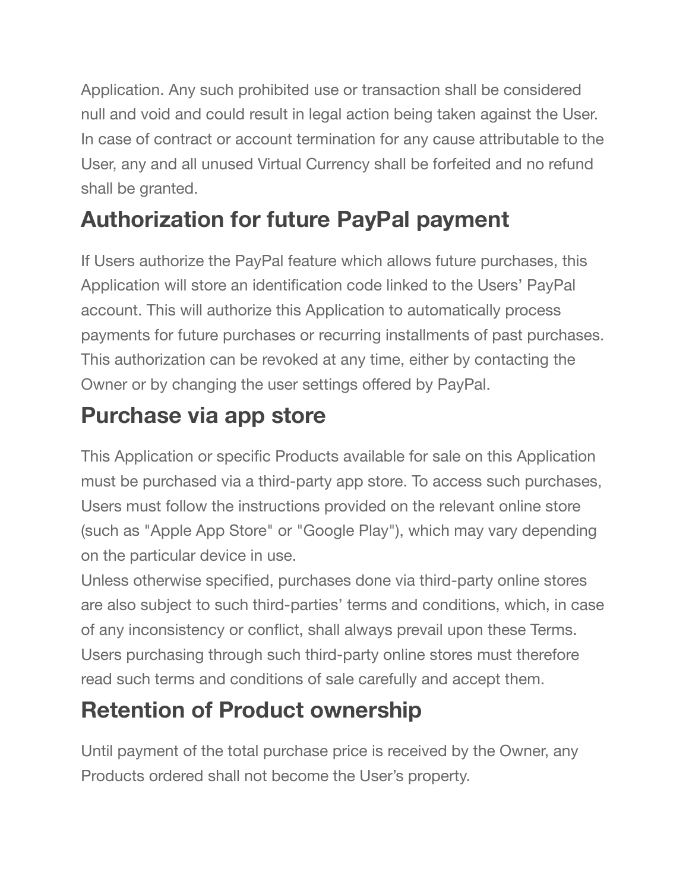Application. Any such prohibited use or transaction shall be considered null and void and could result in legal action being taken against the User. In case of contract or account termination for any cause attributable to the User, any and all unused Virtual Currency shall be forfeited and no refund shall be granted.

## Authorization for future PayPal payment

If Users authorize the PayPal feature which allows future purchases, this Application will store an identification code linked to the Users’ PayPal account. This will authorize this Application to automatically process payments for future purchases or recurring installments of past purchases. This authorization can be revoked at any time, either by contacting the Owner or by changing the user settings offered by PayPal.

## Purchase via app store

This Application or specific Products available for sale on this Application must be purchased via a third-party app store. To access such purchases, Users must follow the instructions provided on the relevant online store (such as "Apple App Store" or "Google Play"), which may vary depending on the particular device in use.
Unless otherwise specified, purchases done via third-party online stores are also subject to such third-parties’ terms and conditions, which, in case of any inconsistency or conflict, shall always prevail upon these Terms. Users purchasing through such third-party online stores must therefore read such terms and conditions of sale carefully and accept them.

## Retention of Product ownership

Until payment of the total purchase price is received by the Owner, any Products ordered shall not become the User’s property.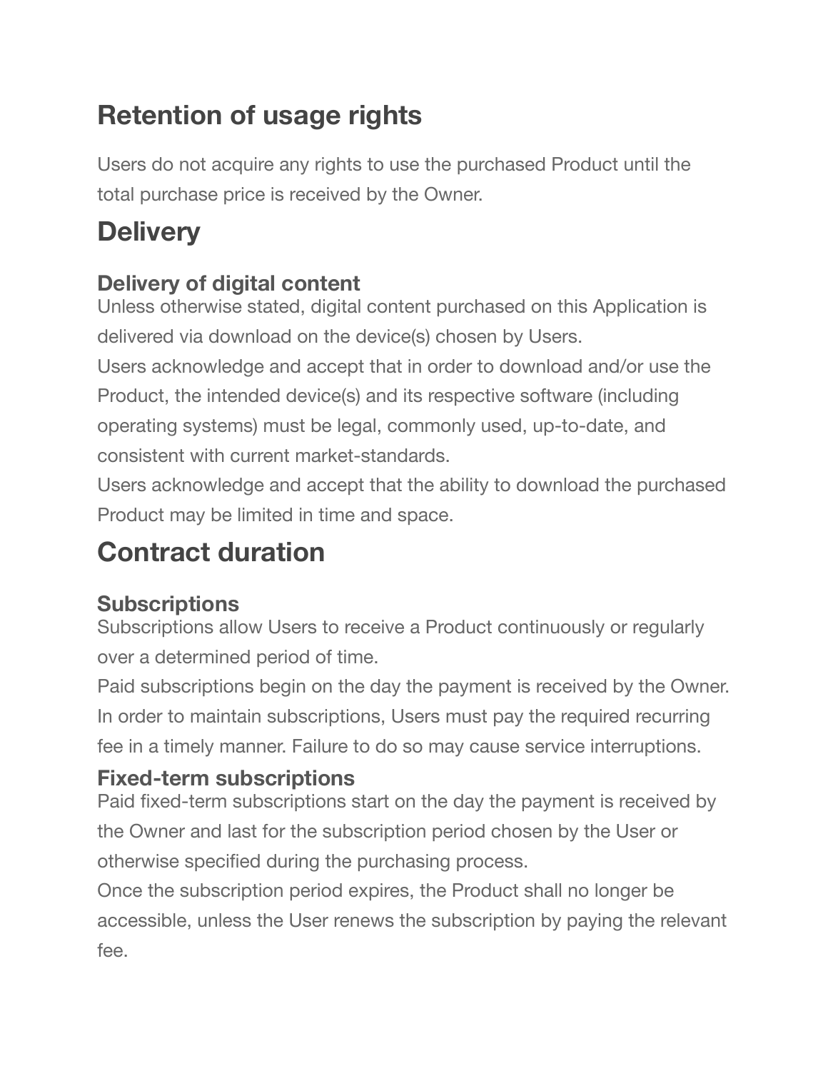## Retention of usage rights

Users do not acquire any rights to use the purchased Product until the total purchase price is received by the Owner.

# Delivery

### Delivery of digital content

Unless otherwise stated, digital content purchased on this Application is delivered via download on the device(s) chosen by Users.

Users acknowledge and accept that in order to download and/or use the Product, the intended device(s) and its respective software (including operating systems) must be legal, commonly used, up-to-date, and consistent with current market-standards.

Users acknowledge and accept that the ability to download the purchased Product may be limited in time and space.

# Contract duration

### Subscriptions

Subscriptions allow Users to receive a Product continuously or regularly over a determined period of time.

Paid subscriptions begin on the day the payment is received by the Owner.

In order to maintain subscriptions, Users must pay the required recurring fee in a timely manner. Failure to do so may cause service interruptions.

### Fixed-term subscriptions

Paid fixed-term subscriptions start on the day the payment is received by the Owner and last for the subscription period chosen by the User or otherwise specified during the purchasing process.

Once the subscription period expires, the Product shall no longer be accessible, unless the User renews the subscription by paying the relevant fee.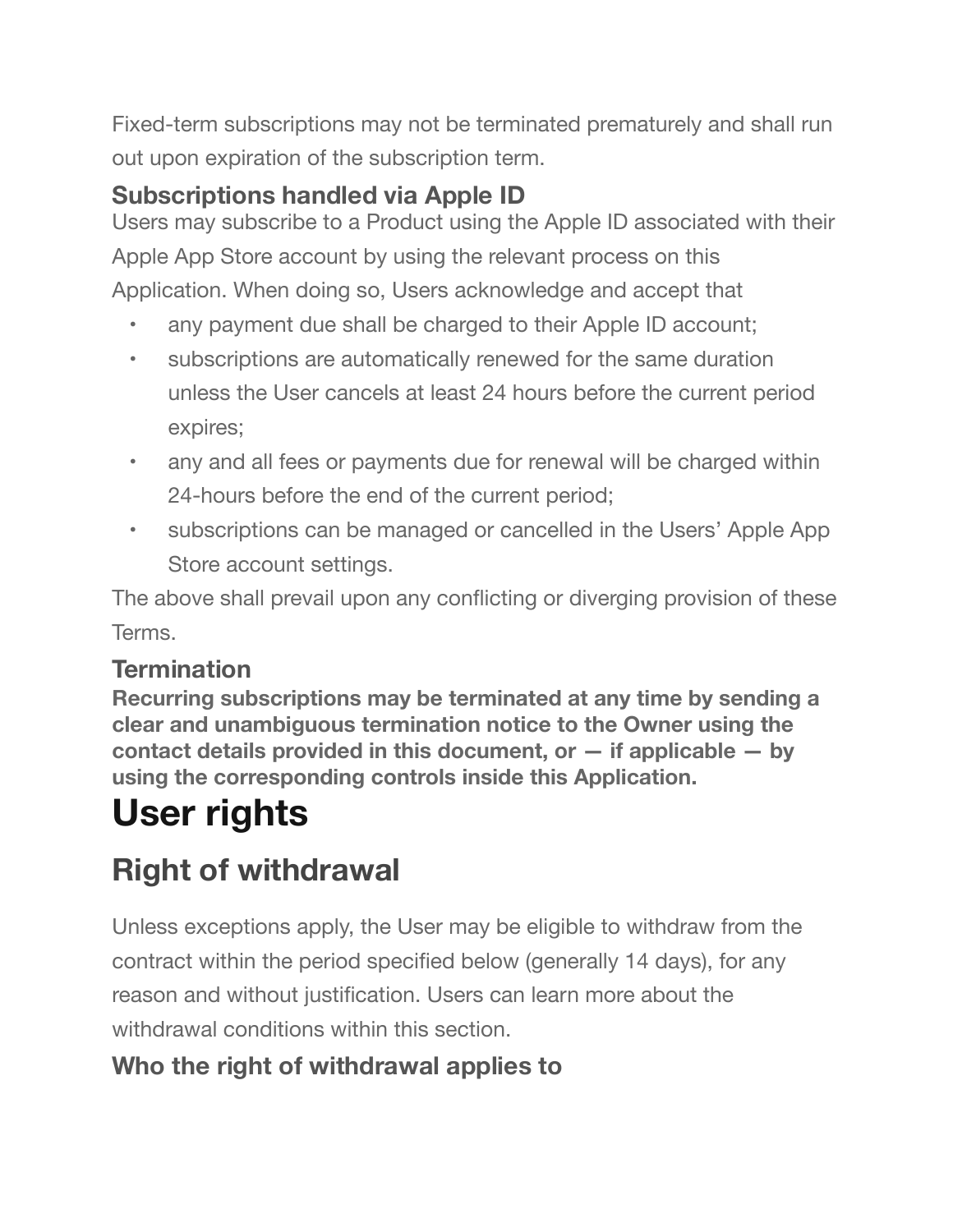Fixed-term subscriptions may not be terminated prematurely and shall run out upon expiration of the subscription term.

### Subscriptions handled via Apple ID

Users may subscribe to a Product using the Apple ID associated with their Apple App Store account by using the relevant process on this Application. When doing so, Users acknowledge and accept that

- any payment due shall be charged to their Apple ID account;
- subscriptions are automatically renewed for the same duration unless the User cancels at least 24 hours before the current period expires;
- any and all fees or payments due for renewal will be charged within 24-hours before the end of the current period;
- subscriptions can be managed or cancelled in the Users' Apple App Store account settings.

The above shall prevail upon any conflicting or diverging provision of these Terms.

### Termination

**Recurring subscriptions may be terminated at any time by sending a clear and unambiguous termination notice to the Owner using the contact details provided in this document, or — if applicable — by using the corresponding controls inside this Application.**

# User rights

## Right of withdrawal

Unless exceptions apply, the User may be eligible to withdraw from the contract within the period specified below (generally 14 days), for any reason and without justification. Users can learn more about the withdrawal conditions within this section.

### Who the right of withdrawal applies to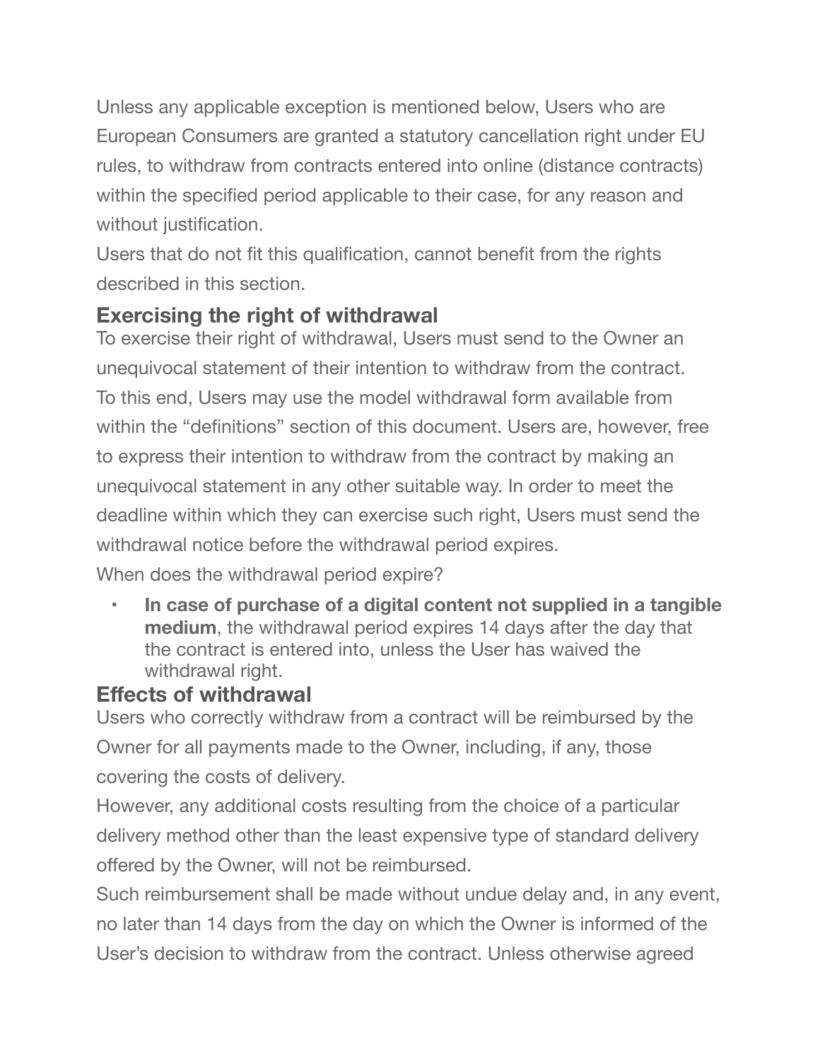Unless any applicable exception is mentioned below, Users who are European Consumers are granted a statutory cancellation right under EU rules, to withdraw from contracts entered into online (distance contracts) within the specified period applicable to their case, for any reason and without justification.

Users that do not fit this qualification, cannot benefit from the rights described in this section.

### Exercising the right of withdrawal

To exercise their right of withdrawal, Users must send to the Owner an unequivocal statement of their intention to withdraw from the contract. To this end, Users may use the model withdrawal form available from within the "definitions" section of this document. Users are, however, free to express their intention to withdraw from the contract by making an unequivocal statement in any other suitable way. In order to meet the deadline within which they can exercise such right, Users must send the withdrawal notice before the withdrawal period expires.

When does the withdrawal period expire?

- **In case of purchase of a digital content not supplied in a tangible medium**, the withdrawal period expires 14 days after the day that the contract is entered into, unless the User has waived the withdrawal right.

### Effects of withdrawal

Users who correctly withdraw from a contract will be reimbursed by the Owner for all payments made to the Owner, including, if any, those covering the costs of delivery.

However, any additional costs resulting from the choice of a particular delivery method other than the least expensive type of standard delivery offered by the Owner, will not be reimbursed.

Such reimbursement shall be made without undue delay and, in any event, no later than 14 days from the day on which the Owner is informed of the User's decision to withdraw from the contract. Unless otherwise agreed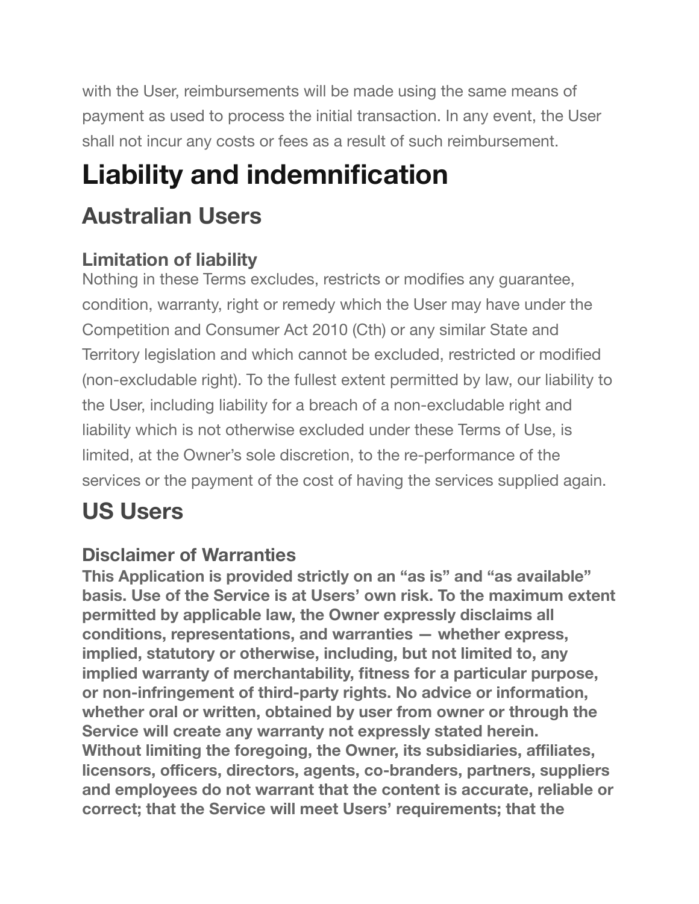with the User, reimbursements will be made using the same means of payment as used to process the initial transaction. In any event, the User shall not incur any costs or fees as a result of such reimbursement.

# Liability and indemnification

## Australian Users

### Limitation of liability

Nothing in these Terms excludes, restricts or modifies any guarantee, condition, warranty, right or remedy which the User may have under the Competition and Consumer Act 2010 (Cth) or any similar State and Territory legislation and which cannot be excluded, restricted or modified (non-excludable right). To the fullest extent permitted by law, our liability to the User, including liability for a breach of a non-excludable right and liability which is not otherwise excluded under these Terms of Use, is limited, at the Owner's sole discretion, to the re-performance of the services or the payment of the cost of having the services supplied again.

## US Users

### Disclaimer of Warranties

**This Application is provided strictly on an "as is" and "as available" basis. Use of the Service is at Users' own risk. To the maximum extent permitted by applicable law, the Owner expressly disclaims all conditions, representations, and warranties — whether express, implied, statutory or otherwise, including, but not limited to, any implied warranty of merchantability, fitness for a particular purpose, or non-infringement of third-party rights. No advice or information, whether oral or written, obtained by user from owner or through the Service will create any warranty not expressly stated herein.**
**Without limiting the foregoing, the Owner, its subsidiaries, affiliates, licensors, officers, directors, agents, co-branders, partners, suppliers and employees do not warrant that the content is accurate, reliable or correct; that the Service will meet Users' requirements; that the**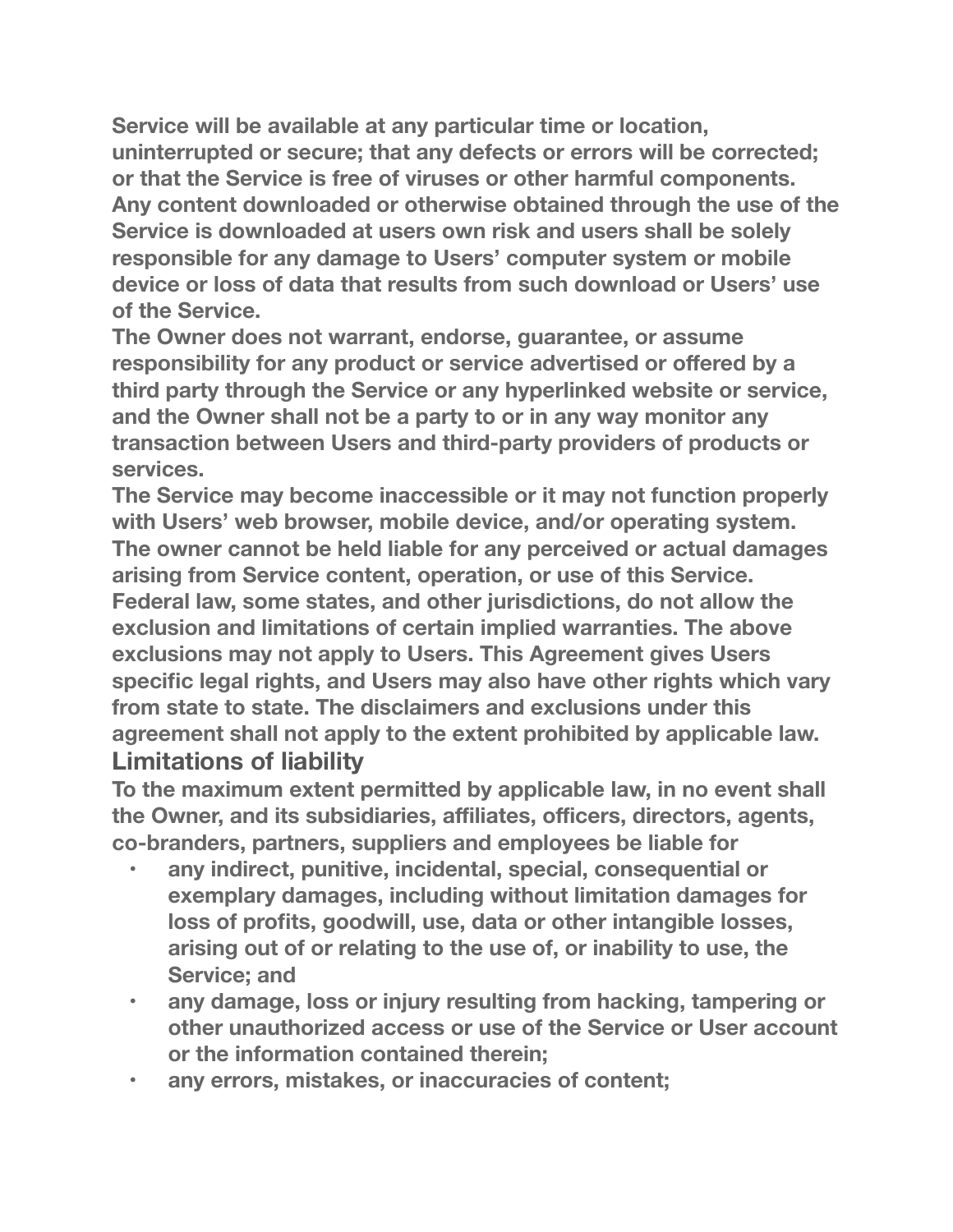**Service will be available at any particular time or location, uninterrupted or secure; that any defects or errors will be corrected; or that the Service is free of viruses or other harmful components. Any content downloaded or otherwise obtained through the use of the Service is downloaded at users own risk and users shall be solely responsible for any damage to Users' computer system or mobile device or loss of data that results from such download or Users' use of the Service.**

**The Owner does not warrant, endorse, guarantee, or assume responsibility for any product or service advertised or offered by a third party through the Service or any hyperlinked website or service, and the Owner shall not be a party to or in any way monitor any transaction between Users and third-party providers of products or services.**

**The Service may become inaccessible or it may not function properly with Users' web browser, mobile device, and/or operating system. The owner cannot be held liable for any perceived or actual damages arising from Service content, operation, or use of this Service.**

**Federal law, some states, and other jurisdictions, do not allow the exclusion and limitations of certain implied warranties. The above exclusions may not apply to Users. This Agreement gives Users specific legal rights, and Users may also have other rights which vary from state to state. The disclaimers and exclusions under this agreement shall not apply to the extent prohibited by applicable law.**

## Limitations of liability

**To the maximum extent permitted by applicable law, in no event shall the Owner, and its subsidiaries, affiliates, officers, directors, agents, co-branders, partners, suppliers and employees be liable for**

- **any indirect, punitive, incidental, special, consequential or exemplary damages, including without limitation damages for loss of profits, goodwill, use, data or other intangible losses, arising out of or relating to the use of, or inability to use, the Service; and**
- **any damage, loss or injury resulting from hacking, tampering or other unauthorized access or use of the Service or User account or the information contained therein;**
- **any errors, mistakes, or inaccuracies of content;**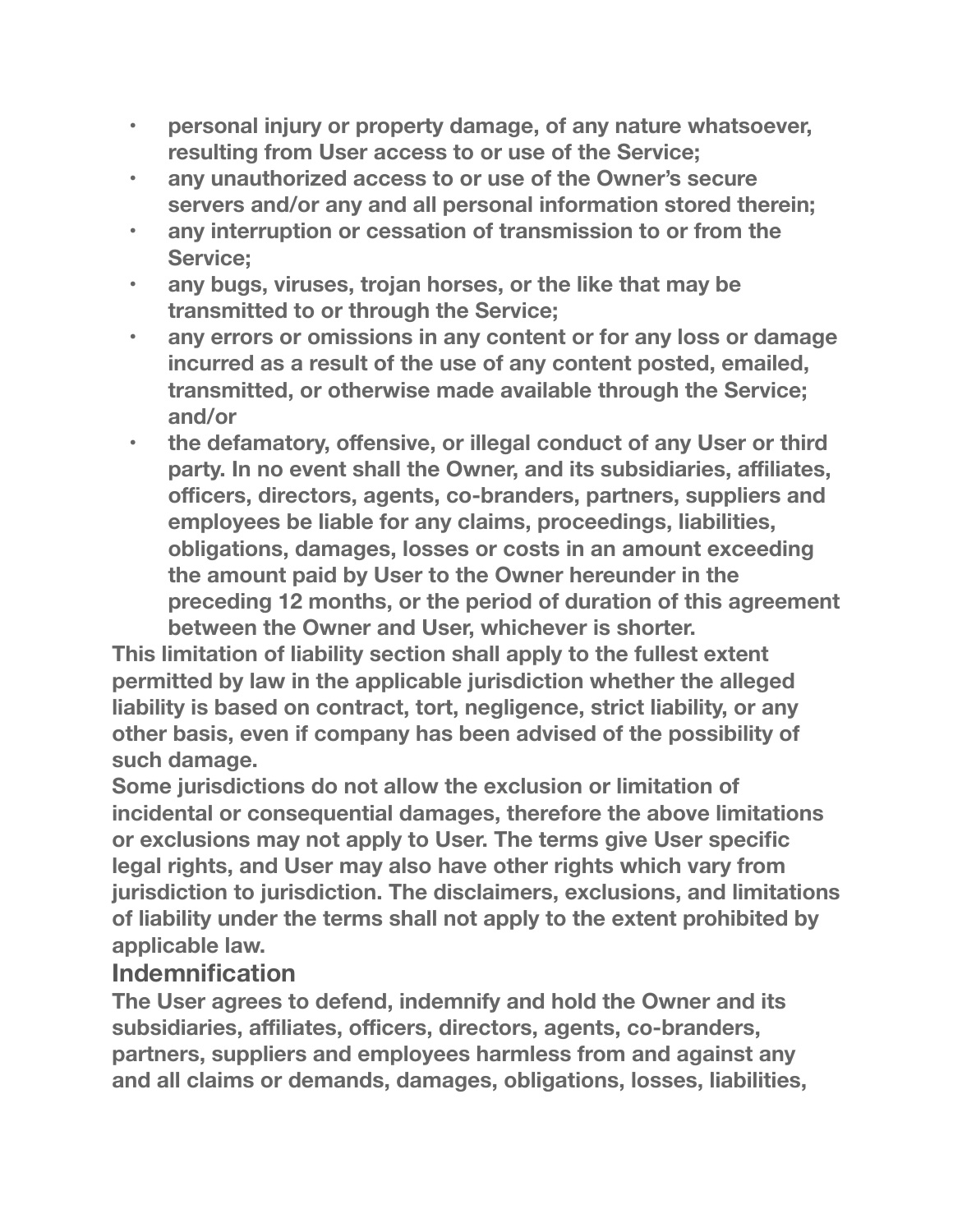- **personal injury or property damage, of any nature whatsoever, resulting from User access to or use of the Service;**
- **any unauthorized access to or use of the Owner's secure servers and/or any and all personal information stored therein;**
- **any interruption or cessation of transmission to or from the Service;**
- **any bugs, viruses, trojan horses, or the like that may be transmitted to or through the Service;**
- **any errors or omissions in any content or for any loss or damage incurred as a result of the use of any content posted, emailed, transmitted, or otherwise made available through the Service; and/or**
- **the defamatory, offensive, or illegal conduct of any User or third party. In no event shall the Owner, and its subsidiaries, affiliates, officers, directors, agents, co-branders, partners, suppliers and employees be liable for any claims, proceedings, liabilities, obligations, damages, losses or costs in an amount exceeding the amount paid by User to the Owner hereunder in the preceding 12 months, or the period of duration of this agreement between the Owner and User, whichever is shorter.**

**This limitation of liability section shall apply to the fullest extent permitted by law in the applicable jurisdiction whether the alleged liability is based on contract, tort, negligence, strict liability, or any other basis, even if company has been advised of the possibility of such damage.**

**Some jurisdictions do not allow the exclusion or limitation of incidental or consequential damages, therefore the above limitations or exclusions may not apply to User. The terms give User specific legal rights, and User may also have other rights which vary from jurisdiction to jurisdiction. The disclaimers, exclusions, and limitations of liability under the terms shall not apply to the extent prohibited by applicable law.**

## Indemnification

**The User agrees to defend, indemnify and hold the Owner and its subsidiaries, affiliates, officers, directors, agents, co-branders, partners, suppliers and employees harmless from and against any and all claims or demands, damages, obligations, losses, liabilities,**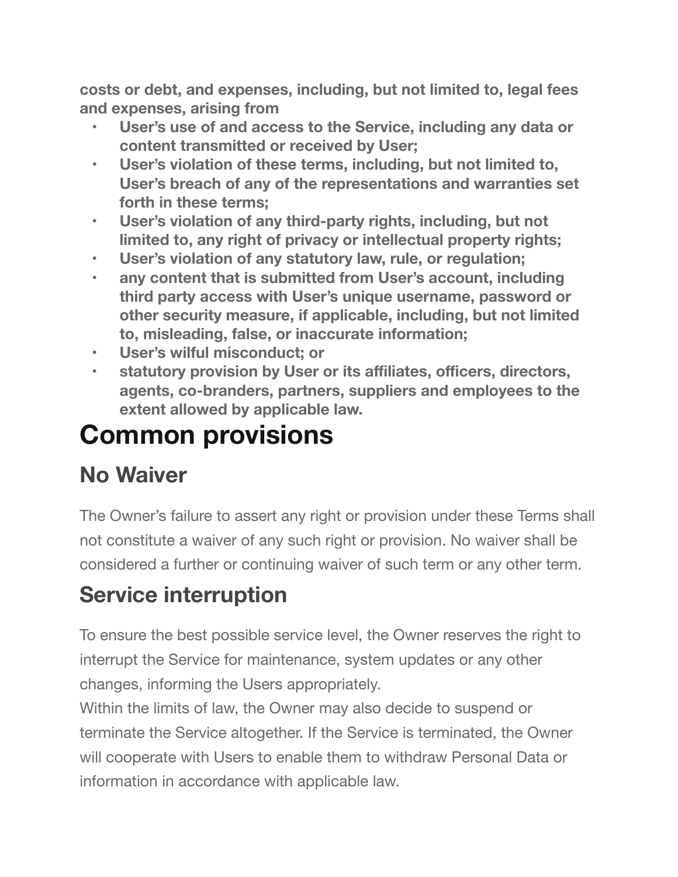**costs or debt, and expenses, including, but not limited to, legal fees and expenses, arising from**

- **User's use of and access to the Service, including any data or content transmitted or received by User;**
- **User's violation of these terms, including, but not limited to, User's breach of any of the representations and warranties set forth in these terms;**
- **User's violation of any third-party rights, including, but not limited to, any right of privacy or intellectual property rights;**
- **User's violation of any statutory law, rule, or regulation;**
- **any content that is submitted from User's account, including third party access with User's unique username, password or other security measure, if applicable, including, but not limited to, misleading, false, or inaccurate information;**
- **User's wilful misconduct; or**
- **statutory provision by User or its affiliates, officers, directors, agents, co-branders, partners, suppliers and employees to the extent allowed by applicable law.**

# Common provisions

## No Waiver

The Owner's failure to assert any right or provision under these Terms shall not constitute a waiver of any such right or provision. No waiver shall be considered a further or continuing waiver of such term or any other term.

## Service interruption

To ensure the best possible service level, the Owner reserves the right to interrupt the Service for maintenance, system updates or any other changes, informing the Users appropriately.

Within the limits of law, the Owner may also decide to suspend or terminate the Service altogether. If the Service is terminated, the Owner will cooperate with Users to enable them to withdraw Personal Data or information in accordance with applicable law.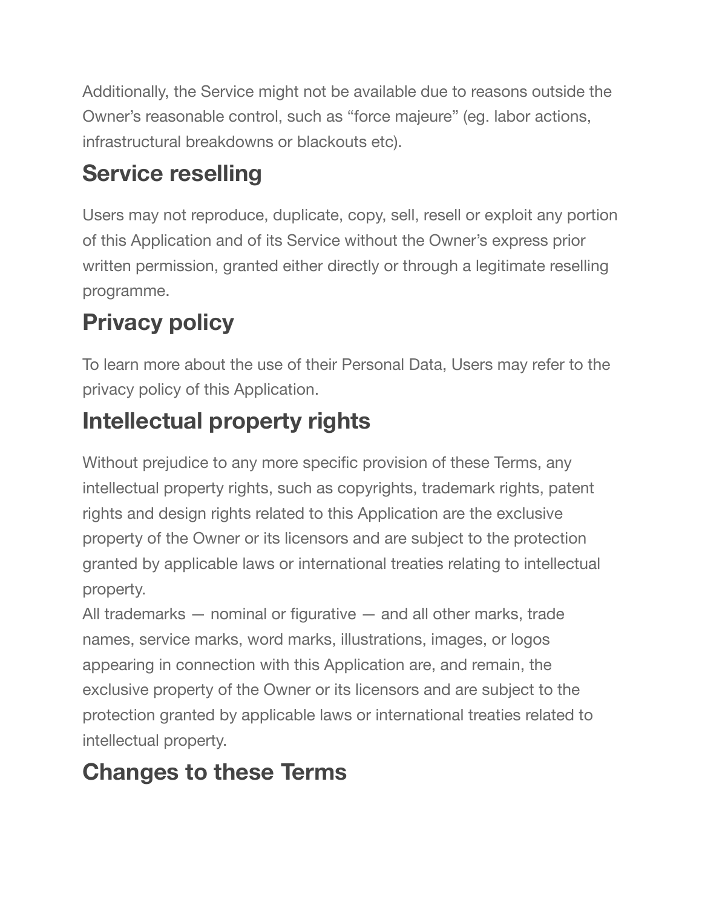Additionally, the Service might not be available due to reasons outside the Owner's reasonable control, such as "force majeure" (eg. labor actions, infrastructural breakdowns or blackouts etc).

## Service reselling

Users may not reproduce, duplicate, copy, sell, resell or exploit any portion of this Application and of its Service without the Owner's express prior written permission, granted either directly or through a legitimate reselling programme.

## Privacy policy

To learn more about the use of their Personal Data, Users may refer to the privacy policy of this Application.

## Intellectual property rights

Without prejudice to any more specific provision of these Terms, any intellectual property rights, such as copyrights, trademark rights, patent rights and design rights related to this Application are the exclusive property of the Owner or its licensors and are subject to the protection granted by applicable laws or international treaties relating to intellectual property.
All trademarks — nominal or figurative — and all other marks, trade names, service marks, word marks, illustrations, images, or logos appearing in connection with this Application are, and remain, the exclusive property of the Owner or its licensors and are subject to the protection granted by applicable laws or international treaties related to intellectual property.

## Changes to these Terms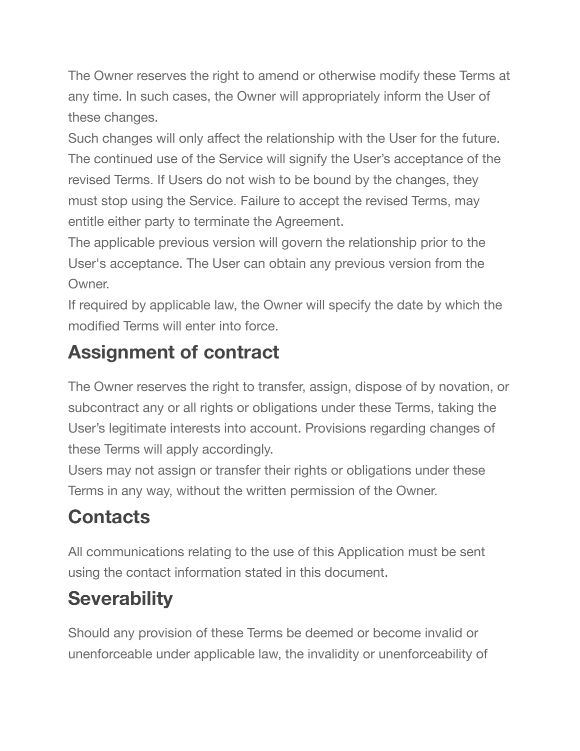The Owner reserves the right to amend or otherwise modify these Terms at any time. In such cases, the Owner will appropriately inform the User of these changes.

Such changes will only affect the relationship with the User for the future. The continued use of the Service will signify the User's acceptance of the revised Terms. If Users do not wish to be bound by the changes, they must stop using the Service. Failure to accept the revised Terms, may entitle either party to terminate the Agreement.

The applicable previous version will govern the relationship prior to the User's acceptance. The User can obtain any previous version from the Owner.

If required by applicable law, the Owner will specify the date by which the modified Terms will enter into force.

## Assignment of contract

The Owner reserves the right to transfer, assign, dispose of by novation, or subcontract any or all rights or obligations under these Terms, taking the User's legitimate interests into account. Provisions regarding changes of these Terms will apply accordingly.

Users may not assign or transfer their rights or obligations under these Terms in any way, without the written permission of the Owner.

## Contacts

All communications relating to the use of this Application must be sent using the contact information stated in this document.

## Severability

Should any provision of these Terms be deemed or become invalid or unenforceable under applicable law, the invalidity or unenforceability of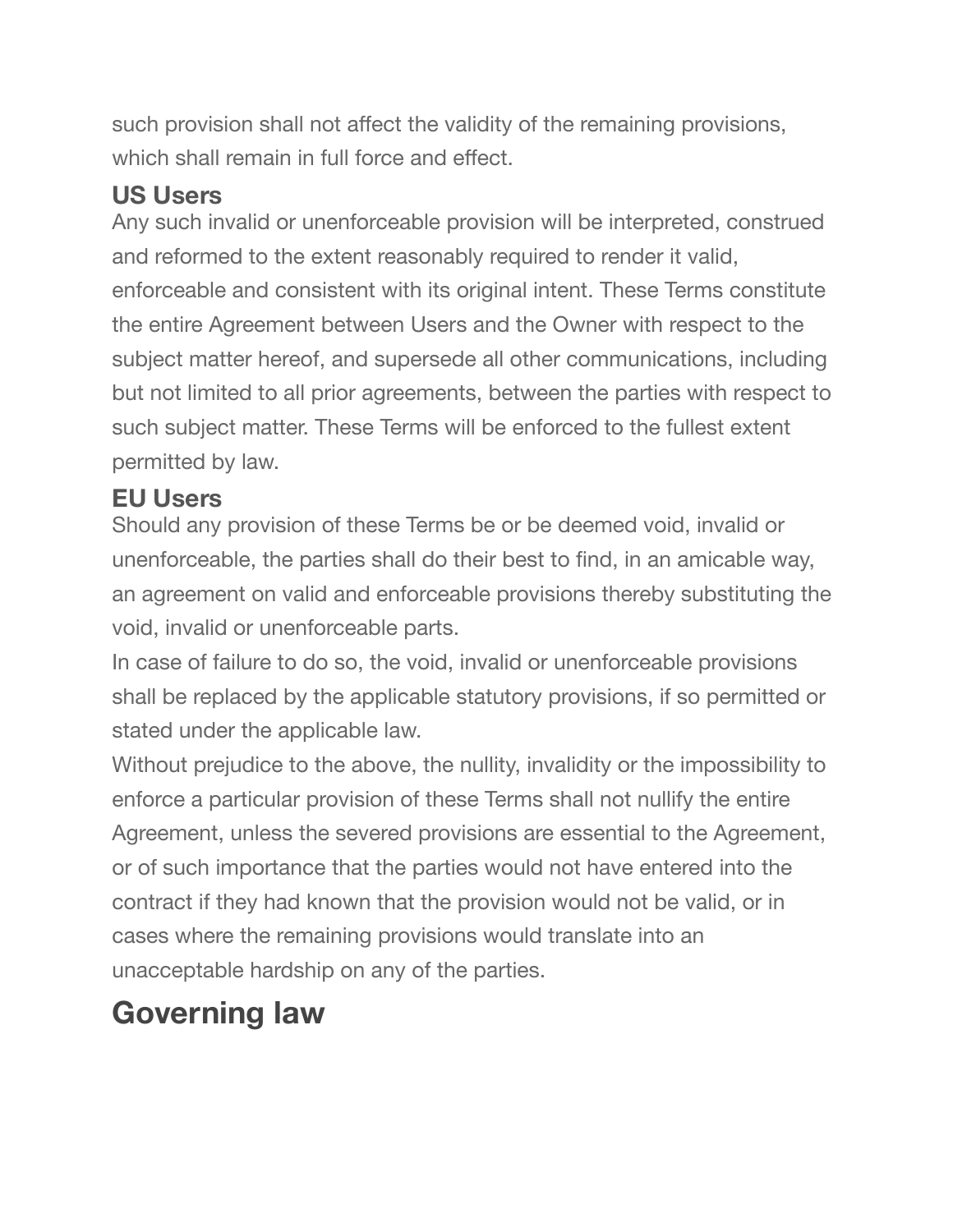such provision shall not affect the validity of the remaining provisions, which shall remain in full force and effect.

### US Users

Any such invalid or unenforceable provision will be interpreted, construed and reformed to the extent reasonably required to render it valid, enforceable and consistent with its original intent. These Terms constitute the entire Agreement between Users and the Owner with respect to the subject matter hereof, and supersede all other communications, including but not limited to all prior agreements, between the parties with respect to such subject matter. These Terms will be enforced to the fullest extent permitted by law.

### EU Users

Should any provision of these Terms be or be deemed void, invalid or unenforceable, the parties shall do their best to find, in an amicable way, an agreement on valid and enforceable provisions thereby substituting the void, invalid or unenforceable parts.

In case of failure to do so, the void, invalid or unenforceable provisions shall be replaced by the applicable statutory provisions, if so permitted or stated under the applicable law.

Without prejudice to the above, the nullity, invalidity or the impossibility to enforce a particular provision of these Terms shall not nullify the entire Agreement, unless the severed provisions are essential to the Agreement, or of such importance that the parties would not have entered into the contract if they had known that the provision would not be valid, or in cases where the remaining provisions would translate into an unacceptable hardship on any of the parties.

## Governing law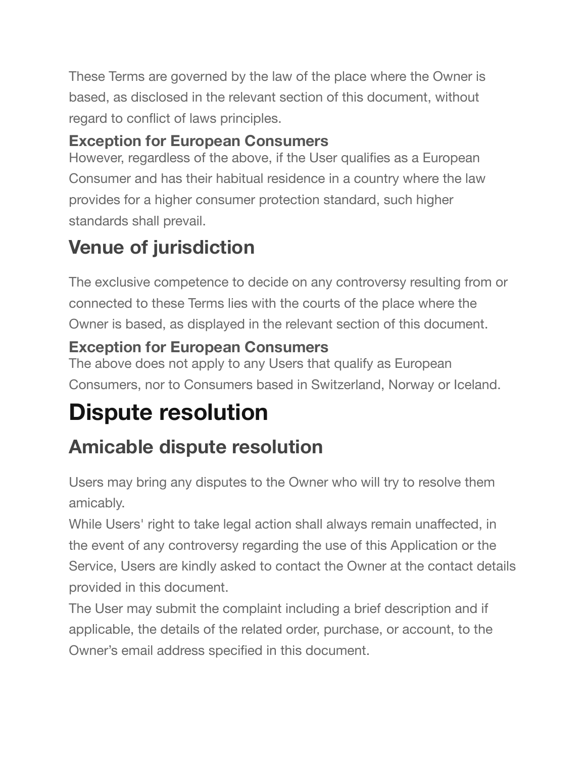These Terms are governed by the law of the place where the Owner is based, as disclosed in the relevant section of this document, without regard to conflict of laws principles.

### Exception for European Consumers

However, regardless of the above, if the User qualifies as a European Consumer and has their habitual residence in a country where the law provides for a higher consumer protection standard, such higher standards shall prevail.

## Venue of jurisdiction

The exclusive competence to decide on any controversy resulting from or connected to these Terms lies with the courts of the place where the Owner is based, as displayed in the relevant section of this document.

### Exception for European Consumers

The above does not apply to any Users that qualify as European Consumers, nor to Consumers based in Switzerland, Norway or Iceland.

# Dispute resolution

## Amicable dispute resolution

Users may bring any disputes to the Owner who will try to resolve them amicably.

While Users' right to take legal action shall always remain unaffected, in the event of any controversy regarding the use of this Application or the Service, Users are kindly asked to contact the Owner at the contact details provided in this document.

The User may submit the complaint including a brief description and if applicable, the details of the related order, purchase, or account, to the Owner's email address specified in this document.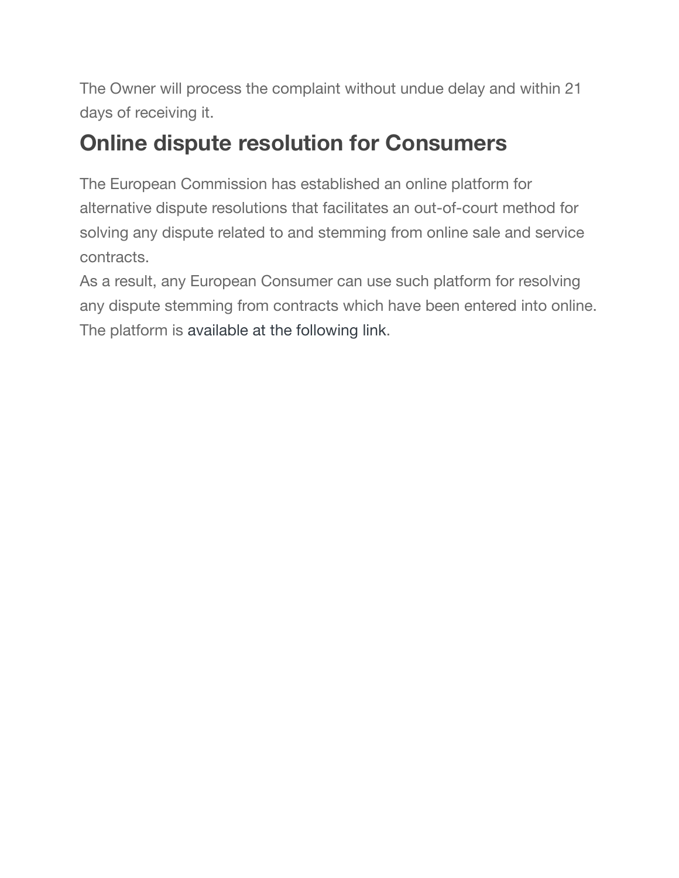The Owner will process the complaint without undue delay and within 21 days of receiving it.

## Online dispute resolution for Consumers

The European Commission has established an online platform for alternative dispute resolutions that facilitates an out-of-court method for solving any dispute related to and stemming from online sale and service contracts.

As a result, any European Consumer can use such platform for resolving any dispute stemming from contracts which have been entered into online. The platform is available at the following link.